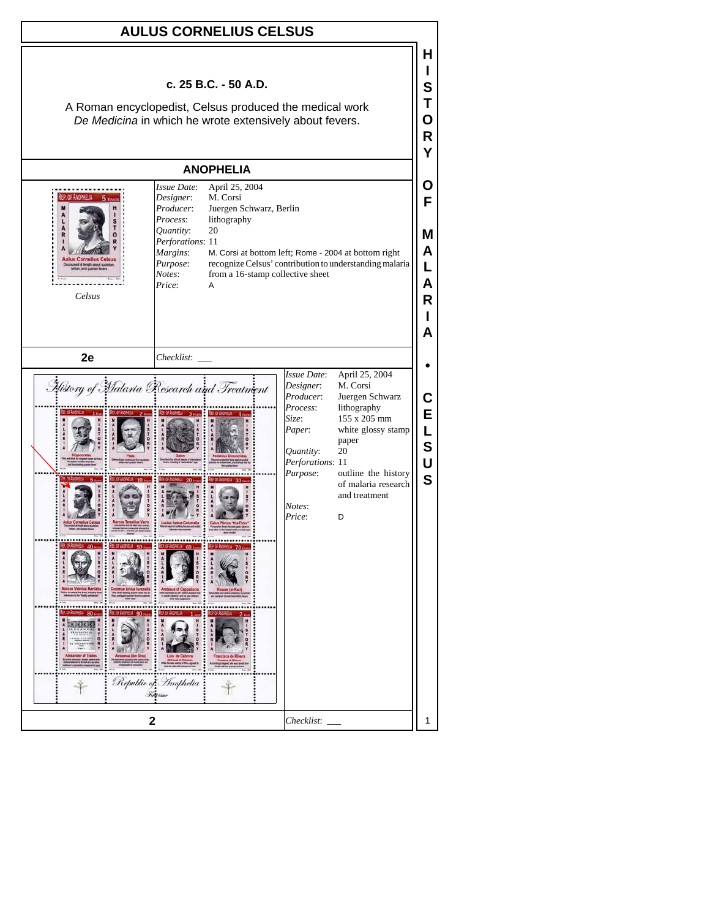# AULUS CORNELIUS CELSUS

**c. 25 B.C. - 50 A.D.**

A Roman encyclopedist, Celsus produced the medical work *De Medicina* in which he wrote extensively about fevers.

## ANOPHELIA

*Celsus*

| | |
|---|---|
| *Issue Date*: | April 25, 2004 |
| *Designer*: | M. Corsi |
| *Producer*: | Juergen Schwarz, Berlin |
| *Process*: | lithography |
| *Quantity*: | 20 |
| *Perforations*: | 11 |
| *Margins*: | M. Corsi at bottom left; Rome - 2004 at bottom right |
| *Purpose*: | recognize Celsus' contribution to understanding malaria |
| *Notes*: | from a 16-stamp collective sheet |
| *Price*: | A |

**2e**

*Checklist*: ___

*History of Malaria Research and Treatment*

*Republic of Anophelia*

| | |
|---|---|
| *Issue Date*: | April 25, 2004 |
| *Designer*: | M. Corsi |
| *Producer*: | Juergen Schwarz |
| *Process*: | lithography |
| *Size*: | 155 x 205 mm |
| *Paper*: | white glossy stamp paper |
| *Quantity*: | 20 |
| *Perforations*: | 11 |
| *Purpose*: | outline the history of malaria research and treatment |
| *Notes*: | |
| *Price*: | D |

**2**

*Checklist*: ___

HISTORY OF MALARIA • CELSUS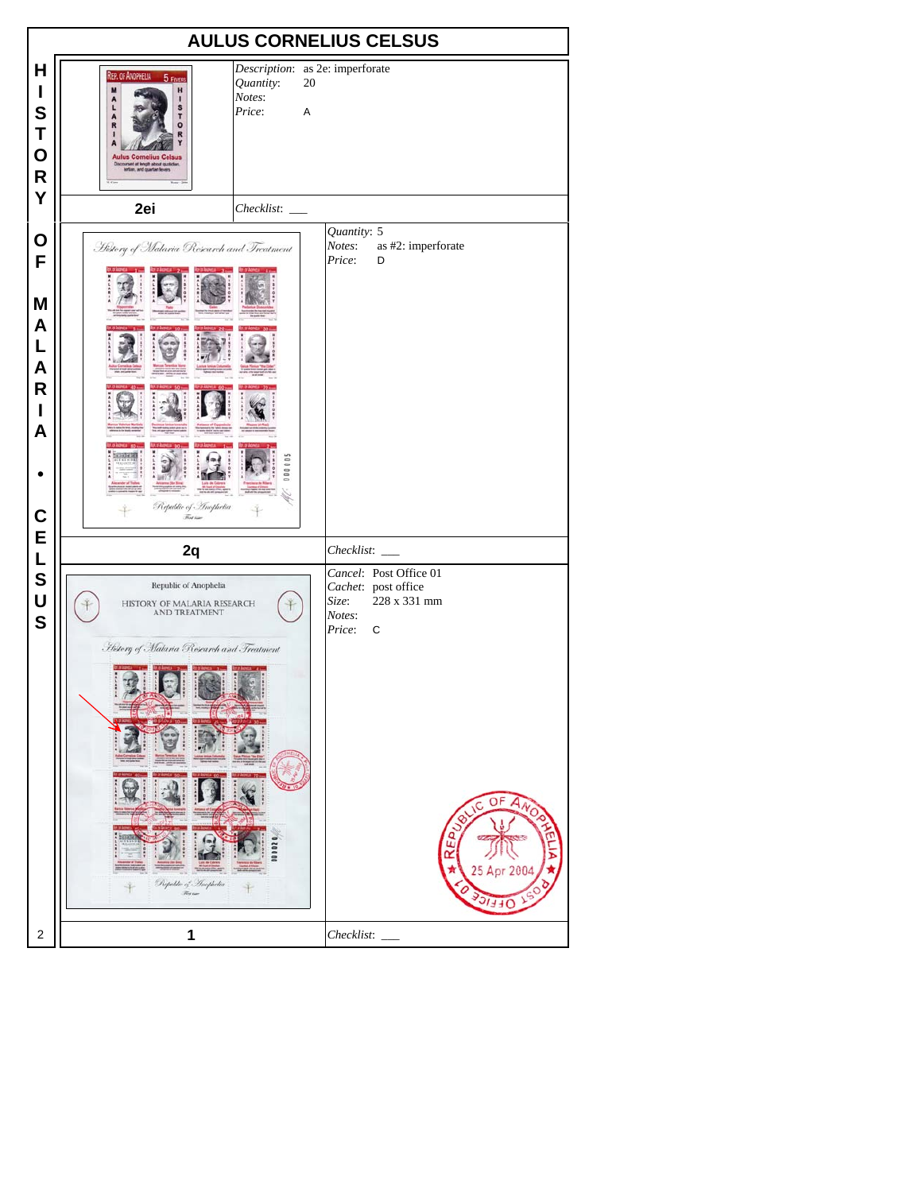# AULUS CORNELIUS CELSUS

HISTORY OF MALARIA • CELSUS

| | |
|---|---|
| **2ei** | *Description*: as 2e: imperforate<br>*Quantity*: 20<br>*Notes*:<br>*Price*: A |
| | *Checklist*: ___ |
| **2q** | *Quantity*: 5<br>*Notes*: as #2: imperforate<br>*Price*: D |
| | *Checklist*: ___ |
| **1** | *Cancel*: Post Office 01<br>*Cachet*: post office<br>*Size*: 228 x 331 mm<br>*Notes*:<br>*Price*: C |
| | *Checklist*: ___ |

REPUBLIC OF ANOPHELIA
25 Apr 2004
POST OFFICE 01